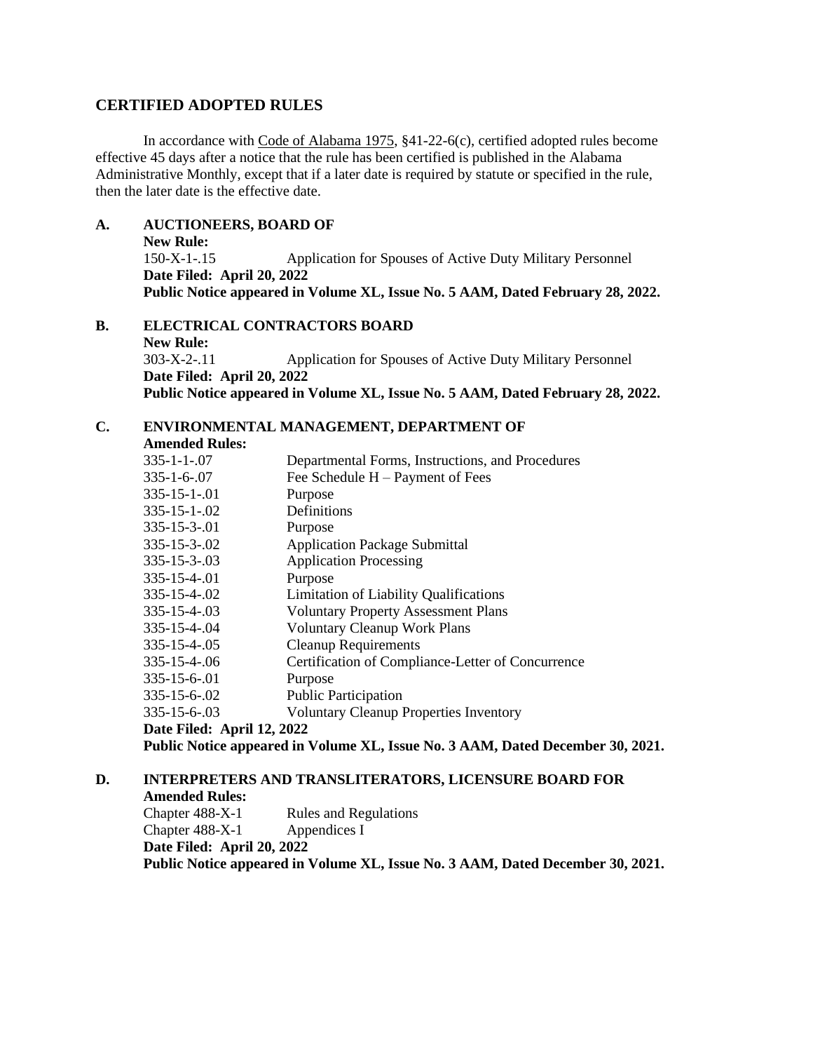## CERTIFIED ADOPTED RULES

In accordance with Code of Alabama 1975, §41-22-6(c), certified adopted rules become effective 45 days after a notice that the rule has been certified is published in the Alabama Administrative Monthly, except that if a later date is required by statute or specified in the rule, then the later date is the effective date.

**A. AUCTIONEERS, BOARD OF**

**New Rule:**

150-X-1-.15 Application for Spouses of Active Duty Military Personnel

**Date Filed: April 20, 2022**

**Public Notice appeared in Volume XL, Issue No. 5 AAM, Dated February 28, 2022.**

**B. ELECTRICAL CONTRACTORS BOARD**

**New Rule:**

303-X-2-.11 Application for Spouses of Active Duty Military Personnel

**Date Filed: April 20, 2022**

**Public Notice appeared in Volume XL, Issue No. 5 AAM, Dated February 28, 2022.**

**C. ENVIRONMENTAL MANAGEMENT, DEPARTMENT OF**

**Amended Rules:**

335-1-1-.07 Departmental Forms, Instructions, and Procedures
335-1-6-.07 Fee Schedule H – Payment of Fees
335-15-1-.01 Purpose
335-15-1-.02 Definitions
335-15-3-.01 Purpose
335-15-3-.02 Application Package Submittal
335-15-3-.03 Application Processing
335-15-4-.01 Purpose
335-15-4-.02 Limitation of Liability Qualifications
335-15-4-.03 Voluntary Property Assessment Plans
335-15-4-.04 Voluntary Cleanup Work Plans
335-15-4-.05 Cleanup Requirements
335-15-4-.06 Certification of Compliance-Letter of Concurrence
335-15-6-.01 Purpose
335-15-6-.02 Public Participation
335-15-6-.03 Voluntary Cleanup Properties Inventory

**Date Filed: April 12, 2022**

**Public Notice appeared in Volume XL, Issue No. 3 AAM, Dated December 30, 2021.**

**D. INTERPRETERS AND TRANSLITERATORS, LICENSURE BOARD FOR**

**Amended Rules:**

Chapter 488-X-1 Rules and Regulations
Chapter 488-X-1 Appendices I

**Date Filed: April 20, 2022**

**Public Notice appeared in Volume XL, Issue No. 3 AAM, Dated December 30, 2021.**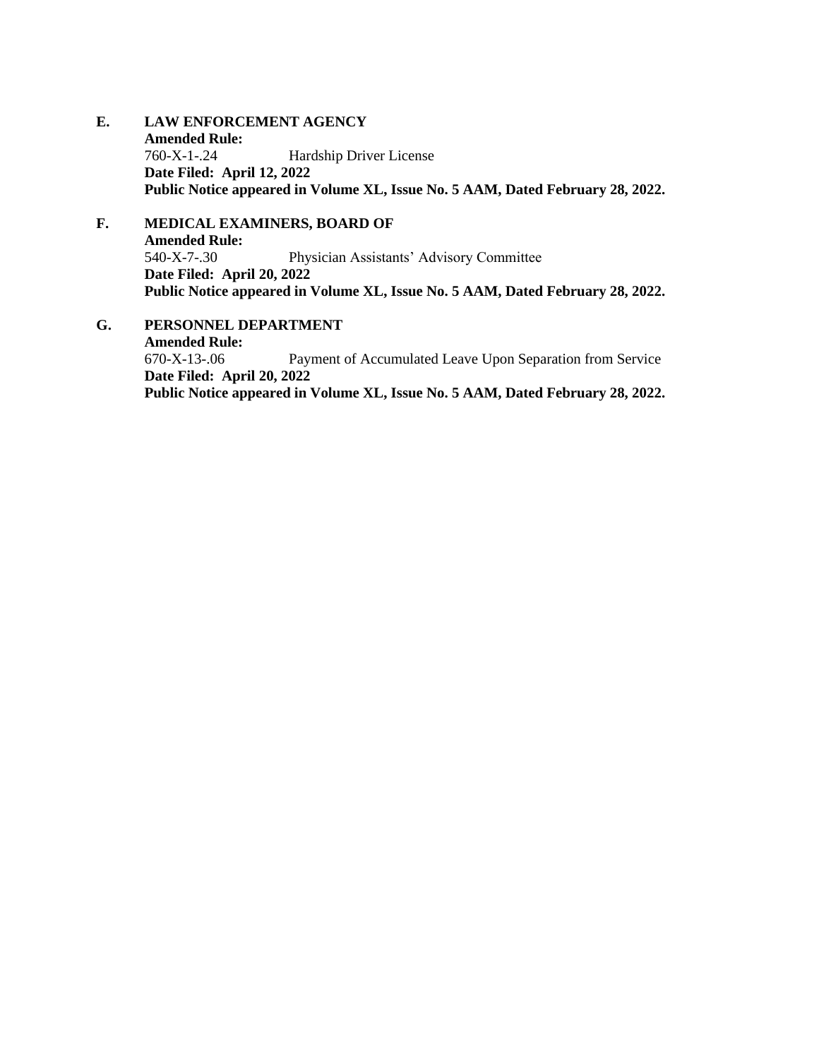**E.** **LAW ENFORCEMENT AGENCY**
**Amended Rule:**
760-X-1-.24 Hardship Driver License
**Date Filed: April 12, 2022**
**Public Notice appeared in Volume XL, Issue No. 5 AAM, Dated February 28, 2022.**

**F.** **MEDICAL EXAMINERS, BOARD OF**
**Amended Rule:**
540-X-7-.30 Physician Assistants' Advisory Committee
**Date Filed: April 20, 2022**
**Public Notice appeared in Volume XL, Issue No. 5 AAM, Dated February 28, 2022.**

**G.** **PERSONNEL DEPARTMENT**
**Amended Rule:**
670-X-13-.06 Payment of Accumulated Leave Upon Separation from Service
**Date Filed: April 20, 2022**
**Public Notice appeared in Volume XL, Issue No. 5 AAM, Dated February 28, 2022.**